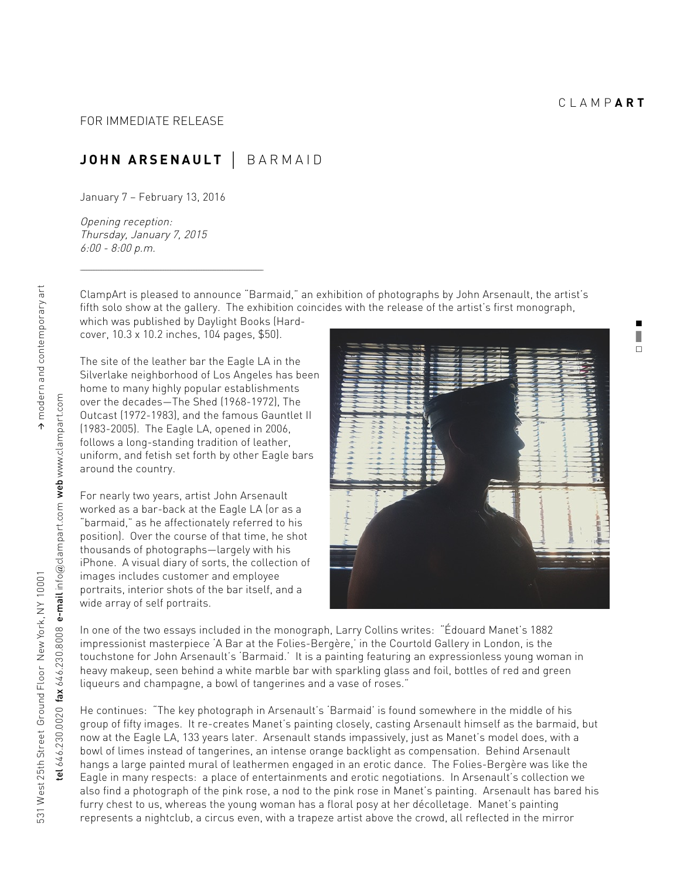CLAMPART

FOR IMMEDIATE RELEASE

# JOHN ARSENAULT | BARMAID

January 7 – February 13, 2016

*Opening reception:*
*Thursday, January 7, 2015*
*6:00 - 8:00 p.m.*

---

ClampArt is pleased to announce "Barmaid," an exhibition of photographs by John Arsenault, the artist's fifth solo show at the gallery. The exhibition coincides with the release of the artist's first monograph, which was published by Daylight Books (Hard-cover, 10.3 x 10.2 inches, 104 pages, $50).

The site of the leather bar the Eagle LA in the Silverlake neighborhood of Los Angeles has been home to many highly popular establishments over the decades—The Shed (1968-1972), The Outcast (1972-1983), and the famous Gauntlet II (1983-2005). The Eagle LA, opened in 2006, follows a long-standing tradition of leather, uniform, and fetish set forth by other Eagle bars around the country.

For nearly two years, artist John Arsenault worked as a bar-back at the Eagle LA (or as a "barmaid," as he affectionately referred to his position). Over the course of that time, he shot thousands of photographs—largely with his iPhone. A visual diary of sorts, the collection of images includes customer and employee portraits, interior shots of the bar itself, and a wide array of self portraits.

In one of the two essays included in the monograph, Larry Collins writes: "Édouard Manet's 1882 impressionist masterpiece 'A Bar at the Folies-Bergère,' in the Courtold Gallery in London, is the touchstone for John Arsenault's 'Barmaid.' It is a painting featuring an expressionless young woman in heavy makeup, seen behind a white marble bar with sparkling glass and foil, bottles of red and green liqueurs and champagne, a bowl of tangerines and a vase of roses."

He continues: "The key photograph in Arsenault's 'Barmaid' is found somewhere in the middle of his group of fifty images. It re-creates Manet's painting closely, casting Arsenault himself as the barmaid, but now at the Eagle LA, 133 years later. Arsenault stands impassively, just as Manet's model does, with a bowl of limes instead of tangerines, an intense orange backlight as compensation. Behind Arsenault hangs a large painted mural of leathermen engaged in an erotic dance. The Folies-Bergère was like the Eagle in many respects: a place of entertainments and erotic negotiations. In Arsenault's collection we also find a photograph of the pink rose, a nod to the pink rose in Manet's painting. Arsenault has bared his furry chest to us, whereas the young woman has a floral posy at her décolletage. Manet's painting represents a nightclub, a circus even, with a trapeze artist above the crowd, all reflected in the mirror

531 West 25th Street Ground Floor New York, NY 10001 **tel** 646.230.0020 **fax** 646.230.8008 **e-mail** info@clampart.com **web** www.clampart.com → modern and contemporary art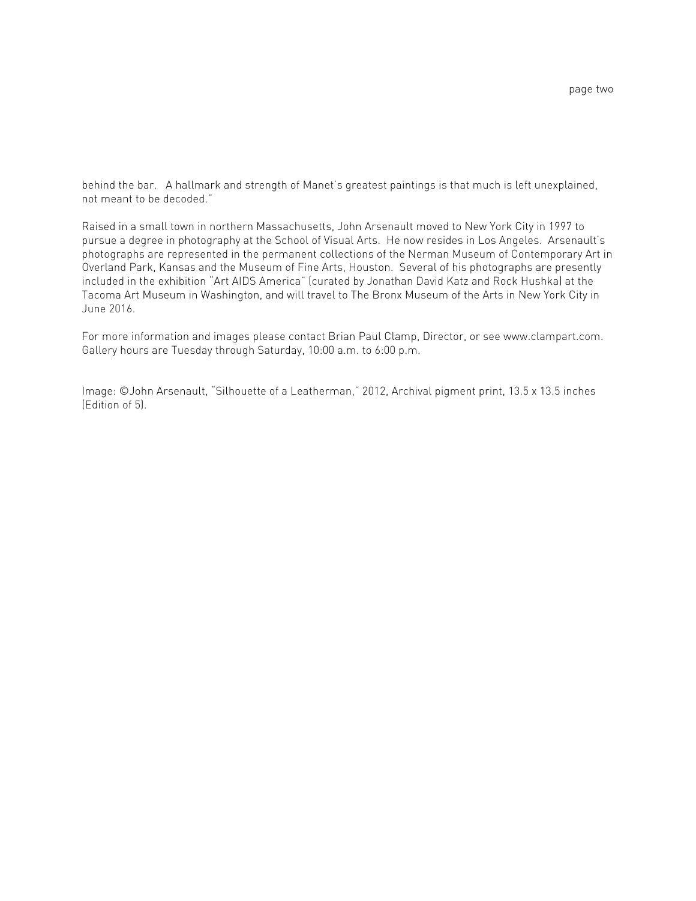behind the bar. A hallmark and strength of Manet's greatest paintings is that much is left unexplained, not meant to be decoded."

Raised in a small town in northern Massachusetts, John Arsenault moved to New York City in 1997 to pursue a degree in photography at the School of Visual Arts. He now resides in Los Angeles. Arsenault's photographs are represented in the permanent collections of the Nerman Museum of Contemporary Art in Overland Park, Kansas and the Museum of Fine Arts, Houston. Several of his photographs are presently included in the exhibition "Art AIDS America" (curated by Jonathan David Katz and Rock Hushka) at the Tacoma Art Museum in Washington, and will travel to The Bronx Museum of the Arts in New York City in June 2016.

For more information and images please contact Brian Paul Clamp, Director, or see www.clampart.com. Gallery hours are Tuesday through Saturday, 10:00 a.m. to 6:00 p.m.

Image: ©John Arsenault, "Silhouette of a Leatherman," 2012, Archival pigment print, 13.5 x 13.5 inches (Edition of 5).